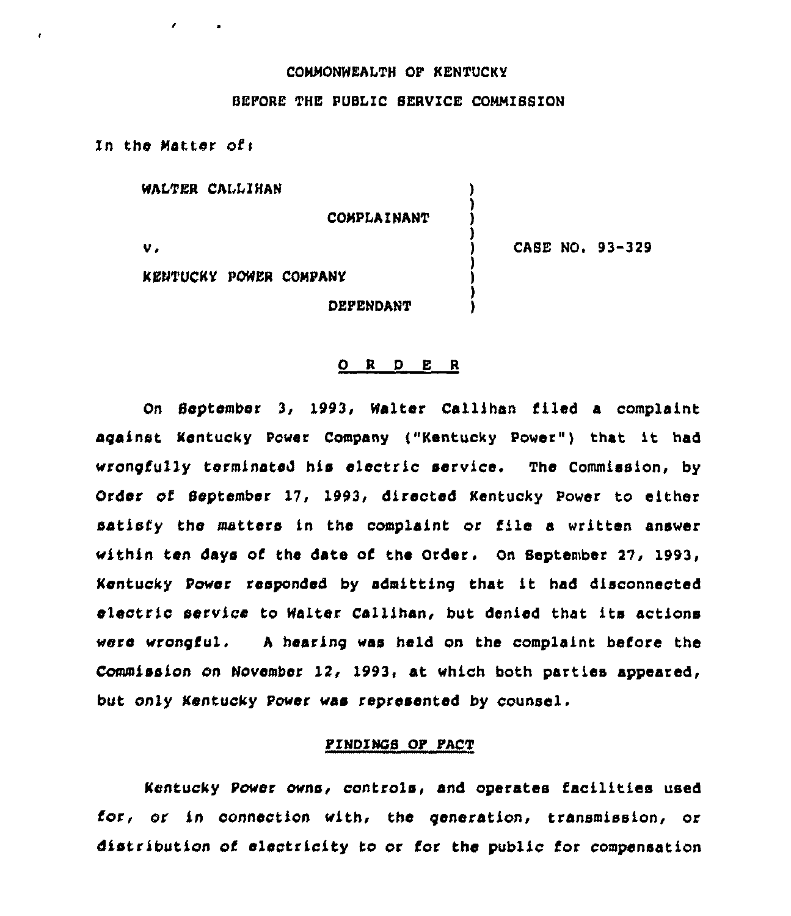COMMONWEALTH OF KENTUCKY

BEFORE THE PUBLIC SERVICE COMMISSION

In the Matter of:

| | | |
|---|---|---|
| WALTER CALLIHAN | ) | |
| COMPLAINANT | ) | |
| v. | ) | CASE NO. 93-329 |
| KENTUCKY POWER COMPANY | ) | |
| DEFENDANT | ) | |

## O R D E R

On September 3, 1993, Walter Callihan filed a complaint against Kentucky Power Company ("Kentucky Power") that it had wrongfully terminated his electric service. The Commission, by Order of September 17, 1993, directed Kentucky Power to either satisfy the matters in the complaint or file a written answer within ten days of the date of the Order. On September 27, 1993, Kentucky Power responded by admitting that it had disconnected electric service to Walter Callihan, but denied that its actions were wrongful. A hearing was held on the complaint before the Commission on November 12, 1993, at which both parties appeared, but only Kentucky Power was represented by counsel.

### FINDINGS OF FACT

Kentucky Power owns, controls, and operates facilities used for, or in connection with, the generation, transmission, or distribution of electricity to or for the public for compensation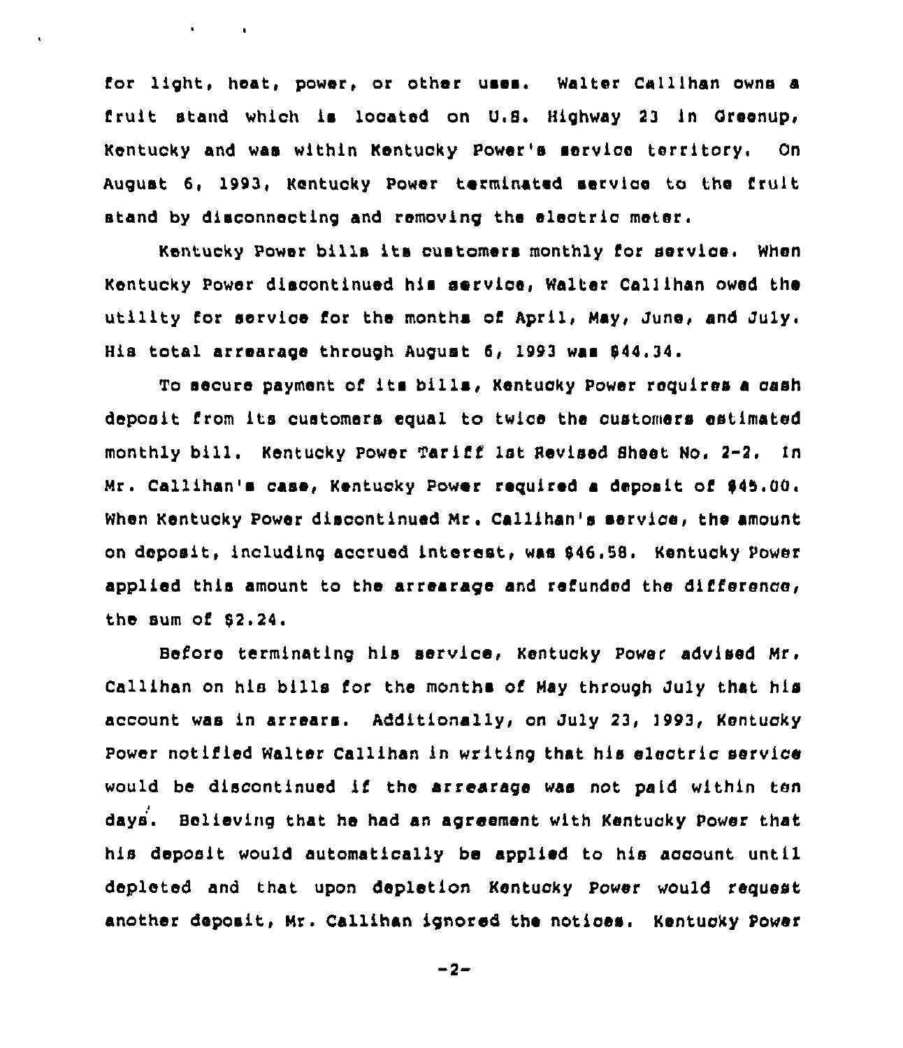for light, heat, power, or other uses. Walter Callihan owns a fruit stand which is located on U.S. Highway 23 in Greenup, Kentucky and was within Kentucky Power's service territory. On August 6, 1993, Kentucky Power terminated service to the fruit stand by disconnecting and removing the electric meter.

Kentucky Power bills its customers monthly for service. When Kentucky Power discontinued his service, Walter Callihan owed the utility for service for the months of April, May, June, and July. His total arrearage through August 6, 1993 was $44.34.

To secure payment of its bills, Kentucky Power requires a cash deposit from its customers equal to twice the customers estimated monthly bill. Kentucky Power Tariff 1st Revised Sheet No. 2-2. In Mr. Callihan's case, Kentucky Power required a deposit of $45.00. When Kentucky Power discontinued Mr. Callihan's service, the amount on deposit, including accrued interest, was $46.58. Kentucky Power applied this amount to the arrearage and refunded the difference, the sum of $2.24.

Before terminating his service, Kentucky Power advised Mr. Callihan on his bills for the months of May through July that his account was in arrears. Additionally, on July 23, 1993, Kentucky Power notified Walter Callihan in writing that his electric service would be discontinued if the arrearage was not paid within ten days. Believing that he had an agreement with Kentucky Power that his deposit would automatically be applied to his account until depleted and that upon depletion Kentucky Power would request another deposit, Mr. Callihan ignored the notices. Kentucky Power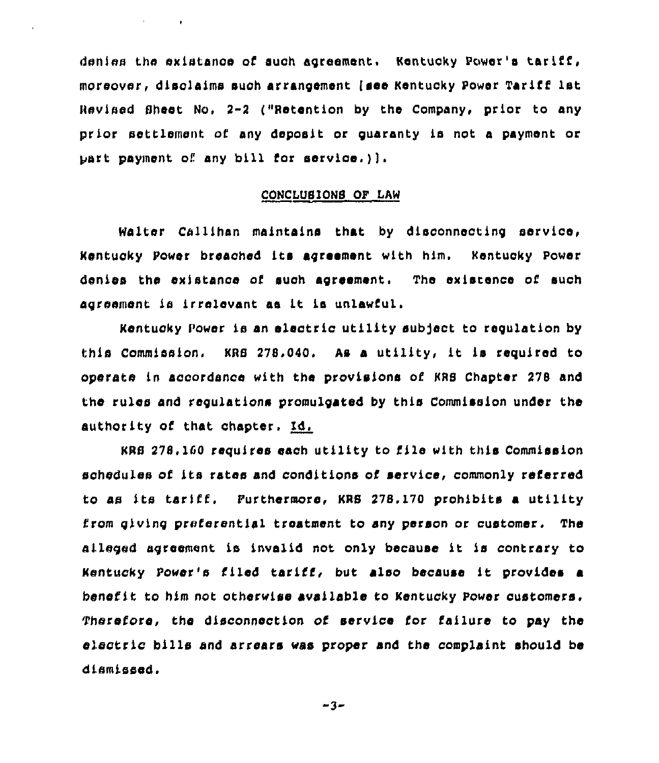denies the existance of such agreement. Kentucky Power's tariff, moreover, disclaims such arrangement [see Kentucky Power Tariff 1st Revised Sheet No. 2-2 ("Retention by the Company, prior to any prior settlement of any deposit or guaranty is not a payment or part payment of any bill for service.)].

## CONCLUSIONS OF LAW

Walter Callihan maintains that by disconnecting service, Kentucky Power breached its agreement with him. Kentucky Power denies the existance of such agreement. The existence of such agreement is irrelevant as it is unlawful.

Kentucky Power is an electric utility subject to regulation by this Commission. KRS 278.040. As a utility, it is required to operate in accordance with the provisions of KRS Chapter 278 and the rules and regulations promulgated by this Commission under the authority of that chapter. Id.

KRS 278.160 requires each utility to file with this Commission schedules of its rates and conditions of service, commonly referred to as its tariff. Furthermore, KRS 278.170 prohibits a utility from giving preferential treatment to any person or customer. The alleged agreement is invalid not only because it is contrary to Kentucky Power's filed tariff, but also because it provides a benefit to him not otherwise available to Kentucky Power customers. Therefore, the disconnection of service for failure to pay the electric bills and arrears was proper and the complaint should be dismissed.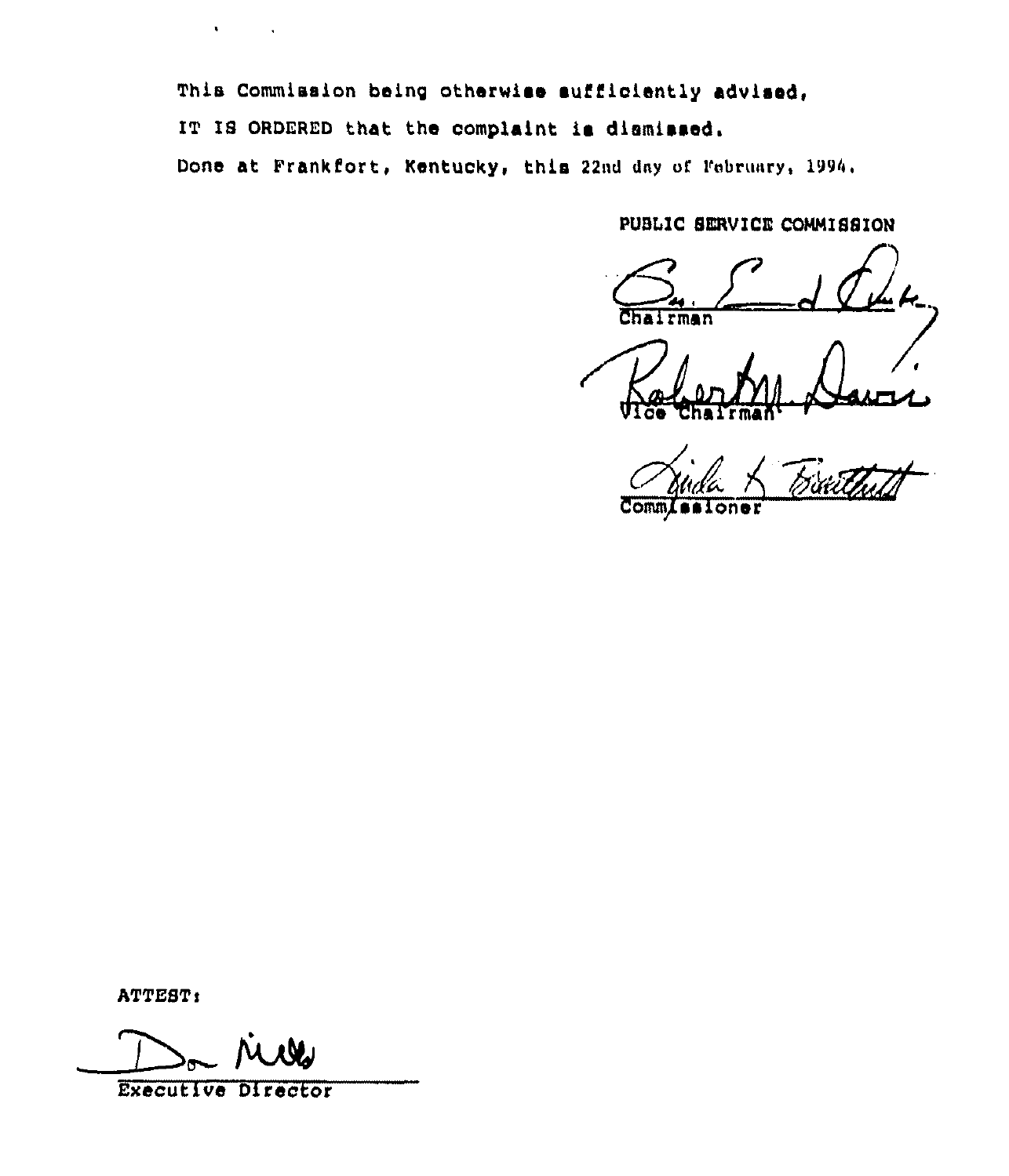This Commission being otherwise sufficiently advised,

IT IS ORDERED that the complaint is dismissed.

Done at Frankfort, Kentucky, this 22nd day of February, 1994.

PUBLIC SERVICE COMMISSION

Chairman

Vice Chairman

Commissioner

ATTEST:

Executive Director